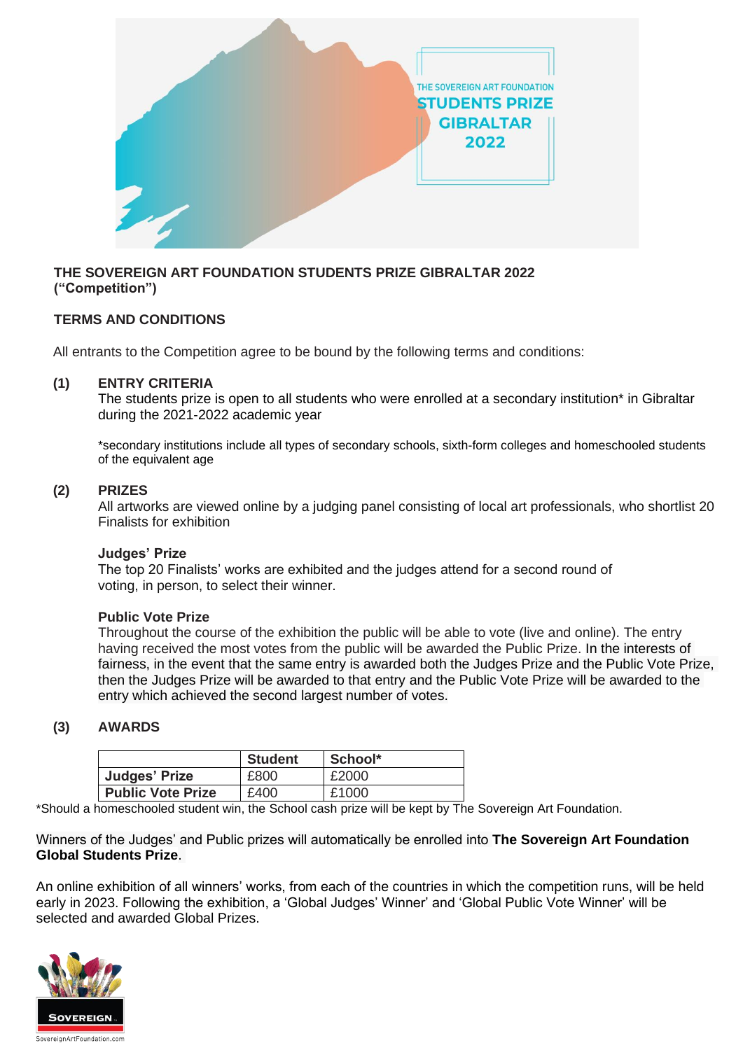# THE SOVEREIGN ART FOUNDATION STUDENTS PRIZE GIBRALTAR 2022 ("Competition")

## TERMS AND CONDITIONS

All entrants to the Competition agree to be bound by the following terms and conditions:

### (1) ENTRY CRITERIA

The students prize is open to all students who were enrolled at a secondary institution* in Gibraltar during the 2021-2022 academic year

*secondary institutions include all types of secondary schools, sixth-form colleges and homeschooled students of the equivalent age

### (2) PRIZES

All artworks are viewed online by a judging panel consisting of local art professionals, who shortlist 20 Finalists for exhibition

**Judges' Prize**

The top 20 Finalists' works are exhibited and the judges attend for a second round of voting, in person, to select their winner.

**Public Vote Prize**

Throughout the course of the exhibition the public will be able to vote (live and online). The entry having received the most votes from the public will be awarded the Public Prize. In the interests of fairness, in the event that the same entry is awarded both the Judges Prize and the Public Vote Prize, then the Judges Prize will be awarded to that entry and the Public Vote Prize will be awarded to the entry which achieved the second largest number of votes.

### (3) AWARDS

| | Student | School* |
|---|---|---|
| **Judges' Prize** | £800 | £2000 |
| **Public Vote Prize** | £400 | £1000 |

*Should a homeschooled student win, the School cash prize will be kept by The Sovereign Art Foundation.

Winners of the Judges' and Public prizes will automatically be enrolled into **The Sovereign Art Foundation Global Students Prize**.

An online exhibition of all winners' works, from each of the countries in which the competition runs, will be held early in 2023. Following the exhibition, a 'Global Judges' Winner' and 'Global Public Vote Winner' will be selected and awarded Global Prizes.

SOVEREIGN

SovereignArtFoundation.com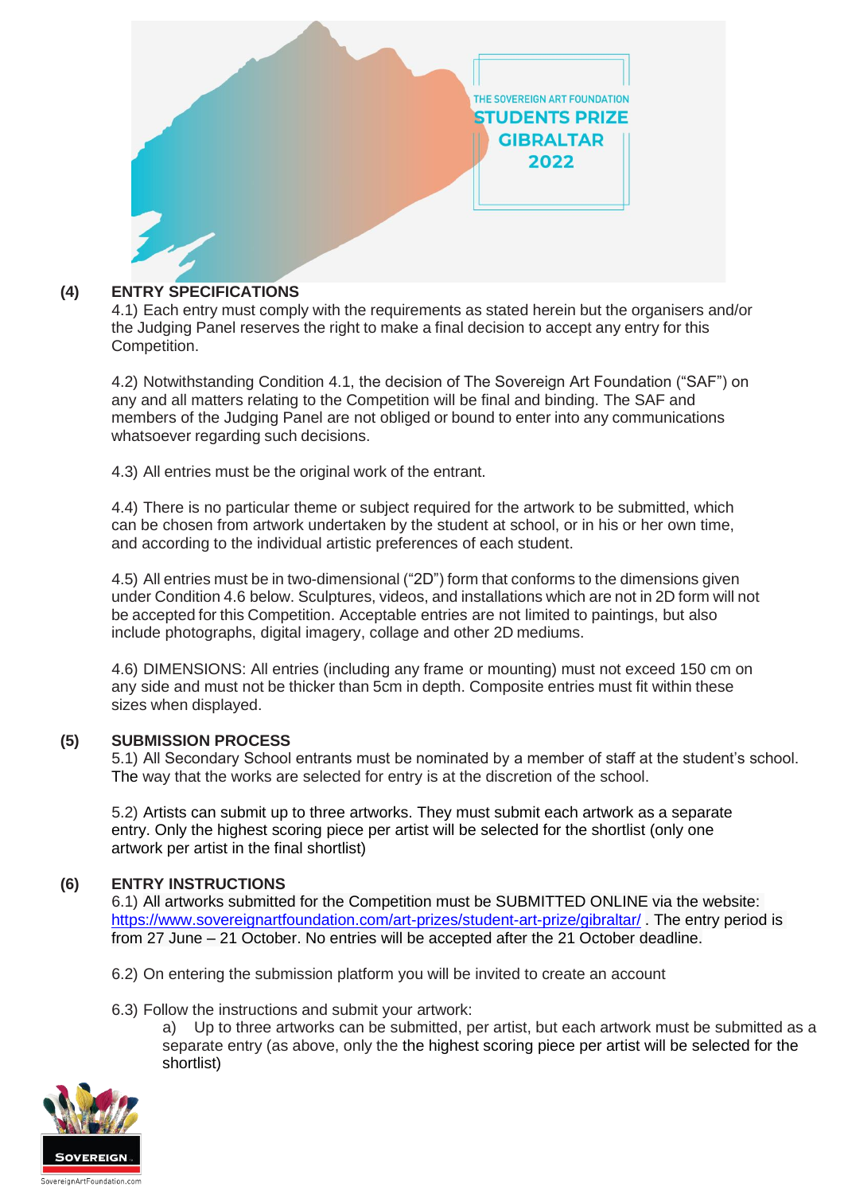## (4) ENTRY SPECIFICATIONS

4.1) Each entry must comply with the requirements as stated herein but the organisers and/or the Judging Panel reserves the right to make a final decision to accept any entry for this Competition.

4.2) Notwithstanding Condition 4.1, the decision of The Sovereign Art Foundation ("SAF") on any and all matters relating to the Competition will be final and binding. The SAF and members of the Judging Panel are not obliged or bound to enter into any communications whatsoever regarding such decisions.

4.3) All entries must be the original work of the entrant.

4.4) There is no particular theme or subject required for the artwork to be submitted, which can be chosen from artwork undertaken by the student at school, or in his or her own time, and according to the individual artistic preferences of each student.

4.5) All entries must be in two-dimensional ("2D") form that conforms to the dimensions given under Condition 4.6 below. Sculptures, videos, and installations which are not in 2D form will not be accepted for this Competition. Acceptable entries are not limited to paintings, but also include photographs, digital imagery, collage and other 2D mediums.

4.6) DIMENSIONS: All entries (including any frame or mounting) must not exceed 150 cm on any side and must not be thicker than 5cm in depth. Composite entries must fit within these sizes when displayed.

## (5) SUBMISSION PROCESS

5.1) All Secondary School entrants must be nominated by a member of staff at the student's school. The way that the works are selected for entry is at the discretion of the school.

5.2) Artists can submit up to three artworks. They must submit each artwork as a separate entry. Only the highest scoring piece per artist will be selected for the shortlist (only one artwork per artist in the final shortlist)

## (6) ENTRY INSTRUCTIONS

6.1) All artworks submitted for the Competition must be SUBMITTED ONLINE via the website: [https://www.sovereignartfoundation.com/art-prizes/student-art-prize/gibraltar/](https://www.sovereignartfoundation.com/art-prizes/student-art-prize/gibraltar/) . The entry period is from 27 June – 21 October. No entries will be accepted after the 21 October deadline.

6.2) On entering the submission platform you will be invited to create an account

6.3) Follow the instructions and submit your artwork:

a) Up to three artworks can be submitted, per artist, but each artwork must be submitted as a separate entry (as above, only the the highest scoring piece per artist will be selected for the shortlist)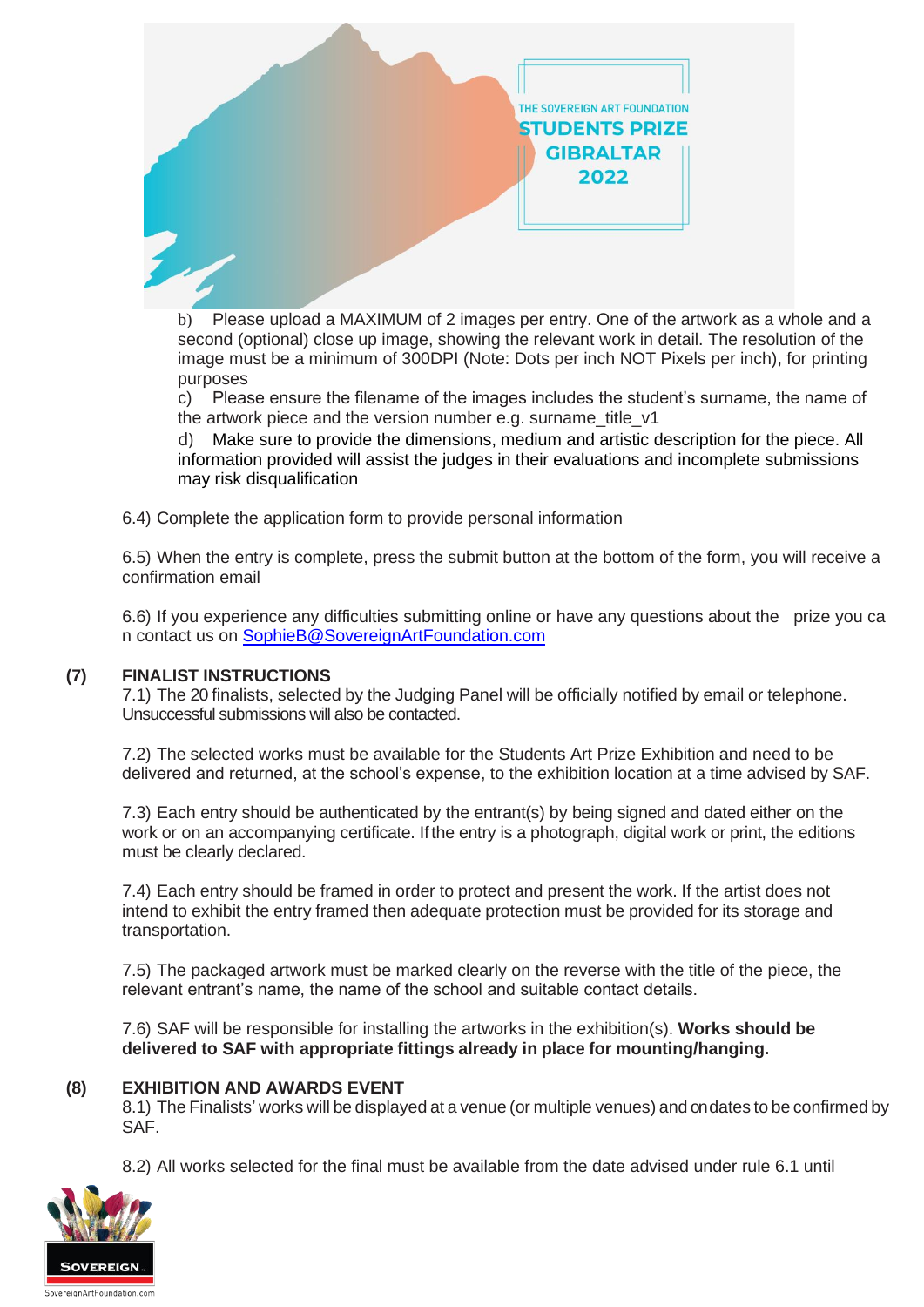b) Please upload a MAXIMUM of 2 images per entry. One of the artwork as a whole and a second (optional) close up image, showing the relevant work in detail. The resolution of the image must be a minimum of 300DPI (Note: Dots per inch NOT Pixels per inch), for printing purposes

c) Please ensure the filename of the images includes the student's surname, the name of the artwork piece and the version number e.g. surname_title_v1

d) Make sure to provide the dimensions, medium and artistic description for the piece. All information provided will assist the judges in their evaluations and incomplete submissions may risk disqualification

6.4) Complete the application form to provide personal information

6.5) When the entry is complete, press the submit button at the bottom of the form, you will receive a confirmation email

6.6) If you experience any difficulties submitting online or have any questions about the prize you can contact us on SophieB@SovereignArtFoundation.com

## (7) FINALIST INSTRUCTIONS

7.1) The 20 finalists, selected by the Judging Panel will be officially notified by email or telephone. Unsuccessful submissions will also be contacted.

7.2) The selected works must be available for the Students Art Prize Exhibition and need to be delivered and returned, at the school's expense, to the exhibition location at a time advised by SAF.

7.3) Each entry should be authenticated by the entrant(s) by being signed and dated either on the work or on an accompanying certificate. If the entry is a photograph, digital work or print, the editions must be clearly declared.

7.4) Each entry should be framed in order to protect and present the work. If the artist does not intend to exhibit the entry framed then adequate protection must be provided for its storage and transportation.

7.5) The packaged artwork must be marked clearly on the reverse with the title of the piece, the relevant entrant's name, the name of the school and suitable contact details.

7.6) SAF will be responsible for installing the artworks in the exhibition(s). **Works should be delivered to SAF with appropriate fittings already in place for mounting/hanging.**

## (8) EXHIBITION AND AWARDS EVENT

8.1) The Finalists' works will be displayed at a venue (or multiple venues) and on dates to be confirmed by SAF.

8.2) All works selected for the final must be available from the date advised under rule 6.1 until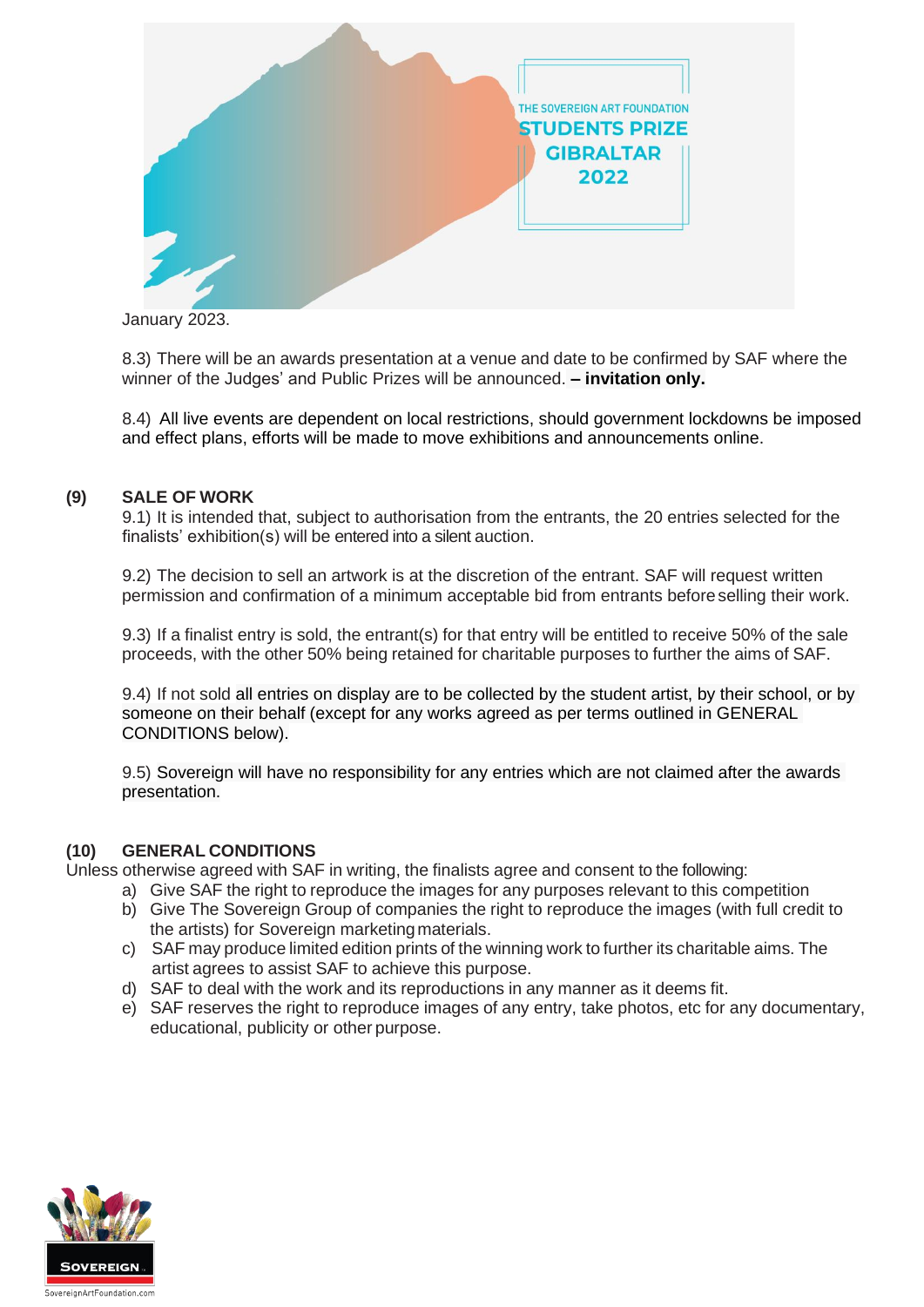January 2023.

8.3) There will be an awards presentation at a venue and date to be confirmed by SAF where the winner of the Judges' and Public Prizes will be announced. **– invitation only.**

8.4) All live events are dependent on local restrictions, should government lockdowns be imposed and effect plans, efforts will be made to move exhibitions and announcements online.

**(9) SALE OF WORK**

9.1) It is intended that, subject to authorisation from the entrants, the 20 entries selected for the finalists' exhibition(s) will be entered into a silent auction.

9.2) The decision to sell an artwork is at the discretion of the entrant. SAF will request written permission and confirmation of a minimum acceptable bid from entrants before selling their work.

9.3) If a finalist entry is sold, the entrant(s) for that entry will be entitled to receive 50% of the sale proceeds, with the other 50% being retained for charitable purposes to further the aims of SAF.

9.4) If not sold all entries on display are to be collected by the student artist, by their school, or by someone on their behalf (except for any works agreed as per terms outlined in GENERAL CONDITIONS below).

9.5) Sovereign will have no responsibility for any entries which are not claimed after the awards presentation.

**(10) GENERAL CONDITIONS**

Unless otherwise agreed with SAF in writing, the finalists agree and consent to the following:

a) Give SAF the right to reproduce the images for any purposes relevant to this competition
b) Give The Sovereign Group of companies the right to reproduce the images (with full credit to the artists) for Sovereign marketing materials.
c) SAF may produce limited edition prints of the winning work to further its charitable aims. The artist agrees to assist SAF to achieve this purpose.
d) SAF to deal with the work and its reproductions in any manner as it deems fit.
e) SAF reserves the right to reproduce images of any entry, take photos, etc for any documentary, educational, publicity or other purpose.